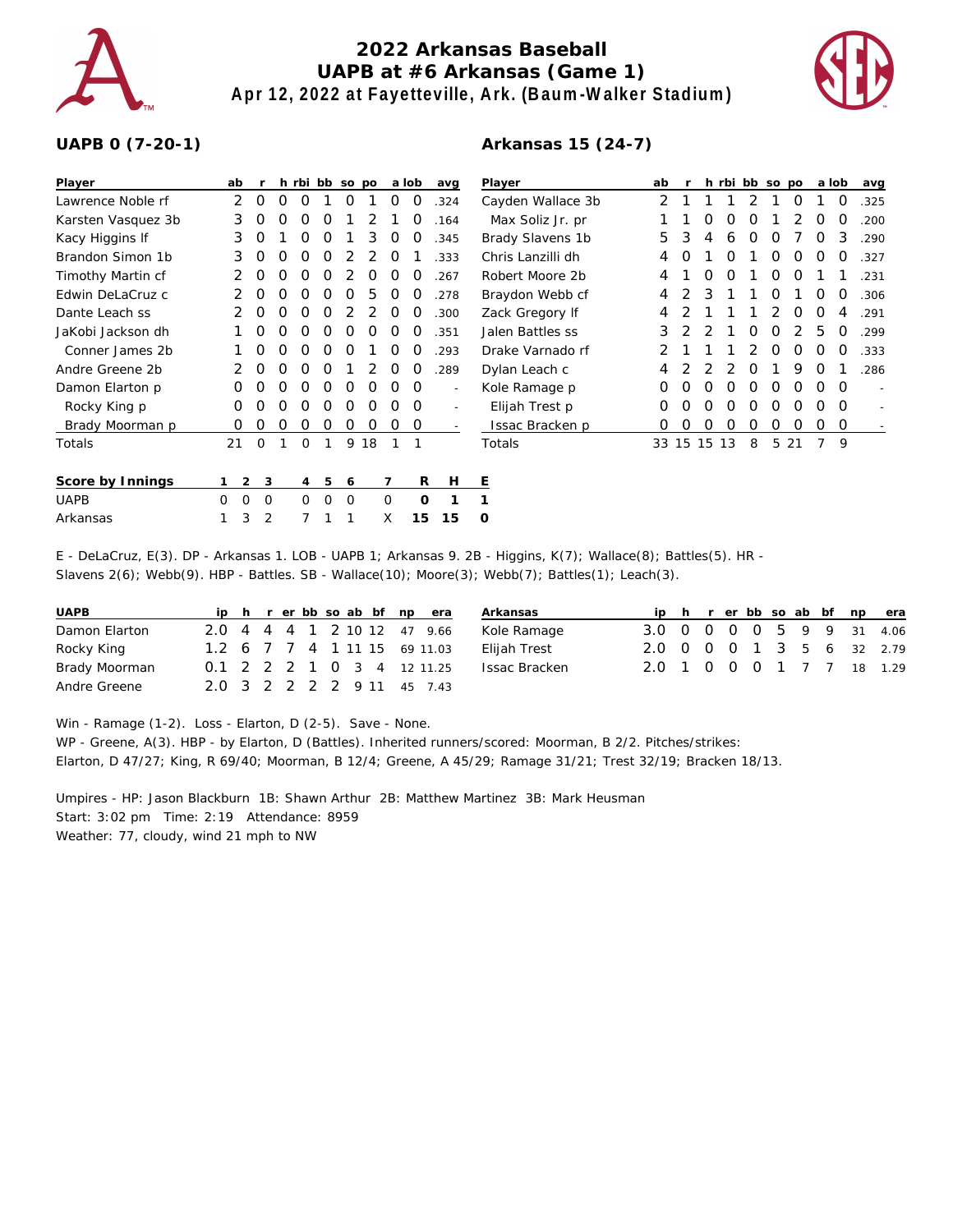# 2022 Arkansas Baseball
## UAPB at #6 Arkansas (Game 1)
### Apr 12, 2022 at Fayetteville, Ark. (Baum-Walker Stadium)

**UAPB 0 (7-20-1)**

| Player | ab | r | h | rbi | bb | so | po | a | lob | avg |
|---|---|---|---|---|---|---|---|---|---|---|
| Lawrence Noble rf | 2 | 0 | 0 | 0 | 1 | 0 | 1 | 0 | 0 | .324 |
| Karsten Vasquez 3b | 3 | 0 | 0 | 0 | 0 | 1 | 2 | 1 | 0 | .164 |
| Kacy Higgins lf | 3 | 0 | 1 | 0 | 0 | 1 | 3 | 0 | 0 | .345 |
| Brandon Simon 1b | 3 | 0 | 0 | 0 | 0 | 2 | 2 | 0 | 1 | .333 |
| Timothy Martin cf | 2 | 0 | 0 | 0 | 0 | 2 | 0 | 0 | 0 | .267 |
| Edwin DeLaCruz c | 2 | 0 | 0 | 0 | 0 | 0 | 5 | 0 | 0 | .278 |
| Dante Leach ss | 2 | 0 | 0 | 0 | 0 | 2 | 2 | 0 | 0 | .300 |
| JaKobi Jackson dh | 1 | 0 | 0 | 0 | 0 | 0 | 0 | 0 | 0 | .351 |
| Conner James 2b | 1 | 0 | 0 | 0 | 0 | 0 | 1 | 0 | 0 | .293 |
| Andre Greene 2b | 2 | 0 | 0 | 0 | 0 | 1 | 2 | 0 | 0 | .289 |
| Damon Elarton p | 0 | 0 | 0 | 0 | 0 | 0 | 0 | 0 | 0 | - |
| Rocky King p | 0 | 0 | 0 | 0 | 0 | 0 | 0 | 0 | 0 | - |
| Brady Moorman p | 0 | 0 | 0 | 0 | 0 | 0 | 0 | 0 | 0 | - |
| Totals | 21 | 0 | 1 | 0 | 1 | 9 | 18 | 1 | 1 | |

**Arkansas 15 (24-7)**

| Player | ab | r | h | rbi | bb | so | po | a | lob | avg |
|---|---|---|---|---|---|---|---|---|---|---|
| Cayden Wallace 3b | 2 | 1 | 1 | 1 | 2 | 1 | 0 | 1 | 0 | .325 |
| Max Soliz Jr. pr | 1 | 1 | 0 | 0 | 0 | 1 | 2 | 0 | 0 | .200 |
| Brady Slavens 1b | 5 | 3 | 4 | 6 | 0 | 0 | 7 | 0 | 3 | .290 |
| Chris Lanzilli dh | 4 | 0 | 1 | 0 | 1 | 0 | 0 | 0 | 0 | .327 |
| Robert Moore 2b | 4 | 1 | 0 | 0 | 1 | 0 | 0 | 1 | 1 | .231 |
| Braydon Webb cf | 4 | 2 | 3 | 1 | 1 | 0 | 1 | 0 | 0 | .306 |
| Zack Gregory lf | 4 | 2 | 1 | 1 | 1 | 2 | 0 | 0 | 4 | .291 |
| Jalen Battles ss | 3 | 2 | 2 | 1 | 0 | 0 | 2 | 5 | 0 | .299 |
| Drake Varnado rf | 2 | 1 | 1 | 1 | 2 | 0 | 0 | 0 | 0 | .333 |
| Dylan Leach c | 4 | 2 | 2 | 2 | 0 | 1 | 9 | 0 | 1 | .286 |
| Kole Ramage p | 0 | 0 | 0 | 0 | 0 | 0 | 0 | 0 | 0 | - |
| Elijah Trest p | 0 | 0 | 0 | 0 | 0 | 0 | 0 | 0 | 0 | - |
| Issac Bracken p | 0 | 0 | 0 | 0 | 0 | 0 | 0 | 0 | 0 | - |
| Totals | 33 | 15 | 15 | 13 | 8 | 5 | 21 | 7 | 9 | |

| Score by Innings | 1 | 2 | 3 | 4 | 5 | 6 | 7 | R | H | E |
|---|---|---|---|---|---|---|---|---|---|---|
| UAPB | 0 | 0 | 0 | 0 | 0 | 0 | 0 | **0** | **1** | **1** |
| Arkansas | 1 | 3 | 2 | 7 | 1 | 1 | X | **15** | **15** | **0** |

E - DeLaCruz, E(3). DP - Arkansas 1. LOB - UAPB 1; Arkansas 9. 2B - Higgins, K(7); Wallace(8); Battles(5). HR - Slavens 2(6); Webb(9). HBP - Battles. SB - Wallace(10); Moore(3); Webb(7); Battles(1); Leach(3).

| UAPB | ip | h | r | er | bb | so | ab | bf | np | era |
|---|---|---|---|---|---|---|---|---|---|---|
| Damon Elarton | 2.0 | 4 | 4 | 4 | 1 | 2 | 10 | 12 | 47 | 9.66 |
| Rocky King | 1.2 | 6 | 7 | 7 | 4 | 1 | 11 | 15 | 69 | 11.03 |
| Brady Moorman | 0.1 | 2 | 2 | 2 | 1 | 0 | 3 | 4 | 12 | 11.25 |
| Andre Greene | 2.0 | 3 | 2 | 2 | 2 | 2 | 9 | 11 | 45 | 7.43 |

| Arkansas | ip | h | r | er | bb | so | ab | bf | np | era |
|---|---|---|---|---|---|---|---|---|---|---|
| Kole Ramage | 3.0 | 0 | 0 | 0 | 0 | 5 | 9 | 9 | 31 | 4.06 |
| Elijah Trest | 2.0 | 0 | 0 | 0 | 1 | 3 | 5 | 6 | 32 | 2.79 |
| Issac Bracken | 2.0 | 1 | 0 | 0 | 0 | 1 | 7 | 7 | 18 | 1.29 |

Win - Ramage (1-2). Loss - Elarton, D (2-5). Save - None.
WP - Greene, A(3). HBP - by Elarton, D (Battles). Inherited runners/scored: Moorman, B 2/2. Pitches/strikes: Elarton, D 47/27; King, R 69/40; Moorman, B 12/4; Greene, A 45/29; Ramage 31/21; Trest 32/19; Bracken 18/13.

Umpires - HP: Jason Blackburn 1B: Shawn Arthur 2B: Matthew Martinez 3B: Mark Heusman
Start: 3:02 pm Time: 2:19 Attendance: 8959
Weather: 77, cloudy, wind 21 mph to NW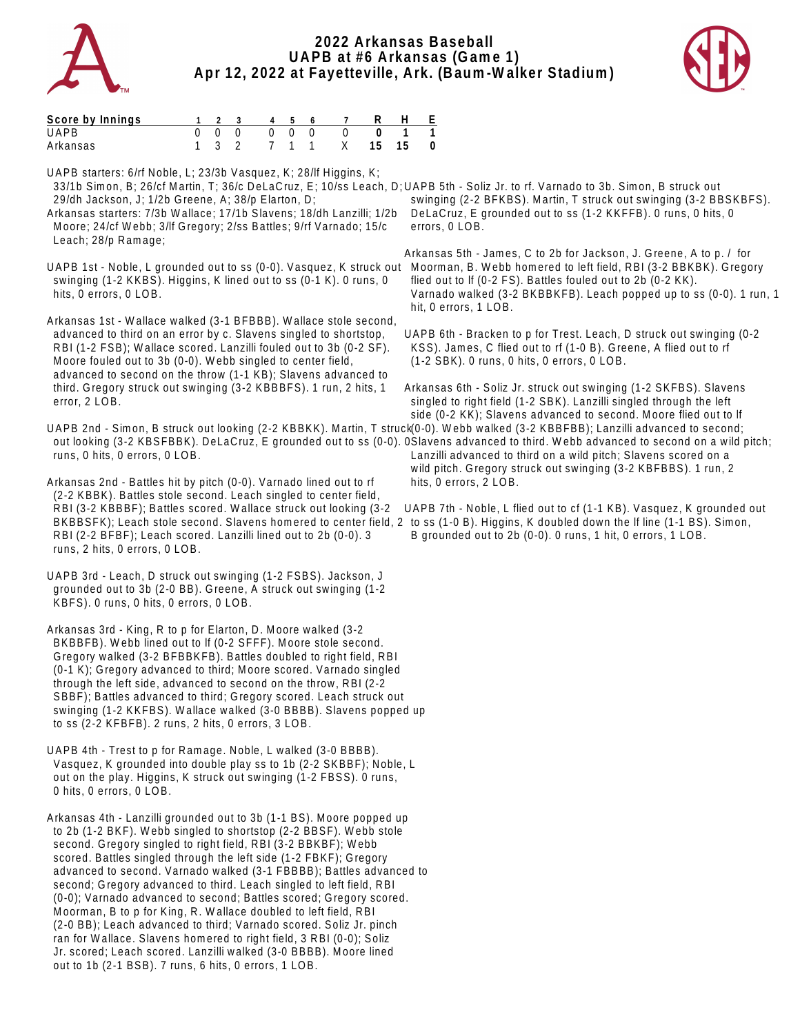# 2022 Arkansas Baseball
## UAPB at #6 Arkansas (Game 1)
## Apr 12, 2022 at Fayetteville, Ark. (Baum-Walker Stadium)

| Score by Innings | 1 | 2 | 3 | 4 | 5 | 6 | 7 | R | H | E |
|---|---|---|---|---|---|---|---|---|---|---|
| UAPB | 0 | 0 | 0 | 0 | 0 | 0 | 0 | **0** | **1** | **1** |
| Arkansas | 1 | 3 | 2 | 7 | 1 | 1 | X | **15** | **15** | **0** |

UAPB starters: 6/rf Noble, L; 23/3b Vasquez, K; 28/lf Higgins, K; 33/1b Simon, B; 26/cf Martin, T; 36/c DeLaCruz, E; 10/ss Leach, D; 29/dh Jackson, J; 1/2b Greene, A; 38/p Elarton, D;

Arkansas starters: 7/3b Wallace; 17/1b Slavens; 18/dh Lanzilli; 1/2b Moore; 24/cf Webb; 3/lf Gregory; 2/ss Battles; 9/rf Varnado; 15/c Leach; 28/p Ramage;

UAPB 1st - Noble, L grounded out to ss (0-0). Vasquez, K struck out swinging (1-2 KKBS). Higgins, K lined out to ss (0-1 K). 0 runs, 0 hits, 0 errors, 0 LOB.

Arkansas 1st - Wallace walked (3-1 BFBBB). Wallace stole second, advanced to third on an error by c. Slavens singled to shortstop, RBI (1-2 FSB); Wallace scored. Lanzilli fouled out to 3b (0-2 SF). Moore fouled out to 3b (0-0). Webb singled to center field, advanced to second on the throw (1-1 KB); Slavens advanced to third. Gregory struck out swinging (3-2 KBBBFS). 1 run, 2 hits, 1 error, 2 LOB.

UAPB 2nd - Simon, B struck out looking (2-2 KBBKK). Martin, T struck out looking (3-2 KBSFBBK). DeLaCruz, E grounded out to ss (0-0). 0 runs, 0 hits, 0 errors, 0 LOB.

Arkansas 2nd - Battles hit by pitch (0-0). Varnado lined out to rf (2-2 KBBK). Battles stole second. Leach singled to center field, RBI (3-2 KBBBF); Battles scored. Wallace struck out looking (3-2 BKBBSFK); Leach stole second. Slavens homered to center field, 2 RBI (2-2 BFBF); Leach scored. Lanzilli lined out to 2b (0-0). 3 runs, 2 hits, 0 errors, 0 LOB.

UAPB 3rd - Leach, D struck out swinging (1-2 FSBS). Jackson, J grounded out to 3b (2-0 BB). Greene, A struck out swinging (1-2 KBFS). 0 runs, 0 hits, 0 errors, 0 LOB.

Arkansas 3rd - King, R to p for Elarton, D. Moore walked (3-2 BKBBFB). Webb lined out to lf (0-2 SFFF). Moore stole second. Gregory walked (3-2 BFBBKFB). Battles doubled to right field, RBI (0-1 K); Gregory advanced to third; Moore scored. Varnado singled through the left side, advanced to second on the throw, RBI (2-2 SBBF); Battles advanced to third; Gregory scored. Leach struck out swinging (1-2 KKFBS). Wallace walked (3-0 BBBB). Slavens popped up to ss (2-2 KFBFB). 2 runs, 2 hits, 0 errors, 3 LOB.

UAPB 4th - Trest to p for Ramage. Noble, L walked (3-0 BBBB). Vasquez, K grounded into double play ss to 1b (2-2 SKBBF); Noble, L out on the play. Higgins, K struck out swinging (1-2 FBSS). 0 runs, 0 hits, 0 errors, 0 LOB.

Arkansas 4th - Lanzilli grounded out to 3b (1-1 BS). Moore popped up to 2b (1-2 BKF). Webb singled to shortstop (2-2 BBSF). Webb stole second. Gregory singled to right field, RBI (3-2 BBKBF); Webb scored. Battles singled through the left side (1-2 FBKF); Gregory advanced to second. Varnado walked (3-1 FBBBB); Battles advanced to second; Gregory advanced to third. Leach singled to left field, RBI (0-0); Varnado advanced to second; Battles scored; Gregory scored. Moorman, B to p for King, R. Wallace doubled to left field, RBI (2-0 BB); Leach advanced to third; Varnado scored. Soliz Jr. pinch ran for Wallace. Slavens homered to right field, 3 RBI (0-0); Soliz Jr. scored; Leach scored. Lanzilli walked (3-0 BBBB). Moore lined out to 1b (2-1 BSB). 7 runs, 6 hits, 0 errors, 1 LOB.

UAPB 5th - Soliz Jr. to rf. Varnado to 3b. Simon, B struck out swinging (2-2 BFKBS). Martin, T struck out swinging (3-2 BBSKBFS). DeLaCruz, E grounded out to ss (1-2 KKFFB). 0 runs, 0 hits, 0 errors, 0 LOB.

Arkansas 5th - James, C to 2b for Jackson, J. Greene, A to p. / for Moorman, B. Webb homered to left field, RBI (3-2 BBKBK). Gregory flied out to lf (0-2 FS). Battles fouled out to 2b (0-2 KK). Varnado walked (3-2 BKBBKFB). Leach popped up to ss (0-0). 1 run, 1 hit, 0 errors, 1 LOB.

UAPB 6th - Bracken to p for Trest. Leach, D struck out swinging (0-2 KSS). James, C flied out to rf (1-0 B). Greene, A flied out to rf (1-2 SBK). 0 runs, 0 hits, 0 errors, 0 LOB.

Arkansas 6th - Soliz Jr. struck out swinging (1-2 SKFBS). Slavens singled to right field (1-2 SBK). Lanzilli singled through the left side (0-2 KK); Slavens advanced to second. Moore flied out to lf (0-0). Webb walked (3-2 KBBFBB); Lanzilli advanced to second; Slavens advanced to third. Webb advanced to second on a wild pitch; Lanzilli advanced to third on a wild pitch; Slavens scored on a wild pitch. Gregory struck out swinging (3-2 KBFBBS). 1 run, 2 hits, 0 errors, 2 LOB.

UAPB 7th - Noble, L flied out to cf (1-1 KB). Vasquez, K grounded out to ss (1-0 B). Higgins, K doubled down the lf line (1-1 BS). Simon, B grounded out to 2b (0-0). 0 runs, 1 hit, 0 errors, 1 LOB.